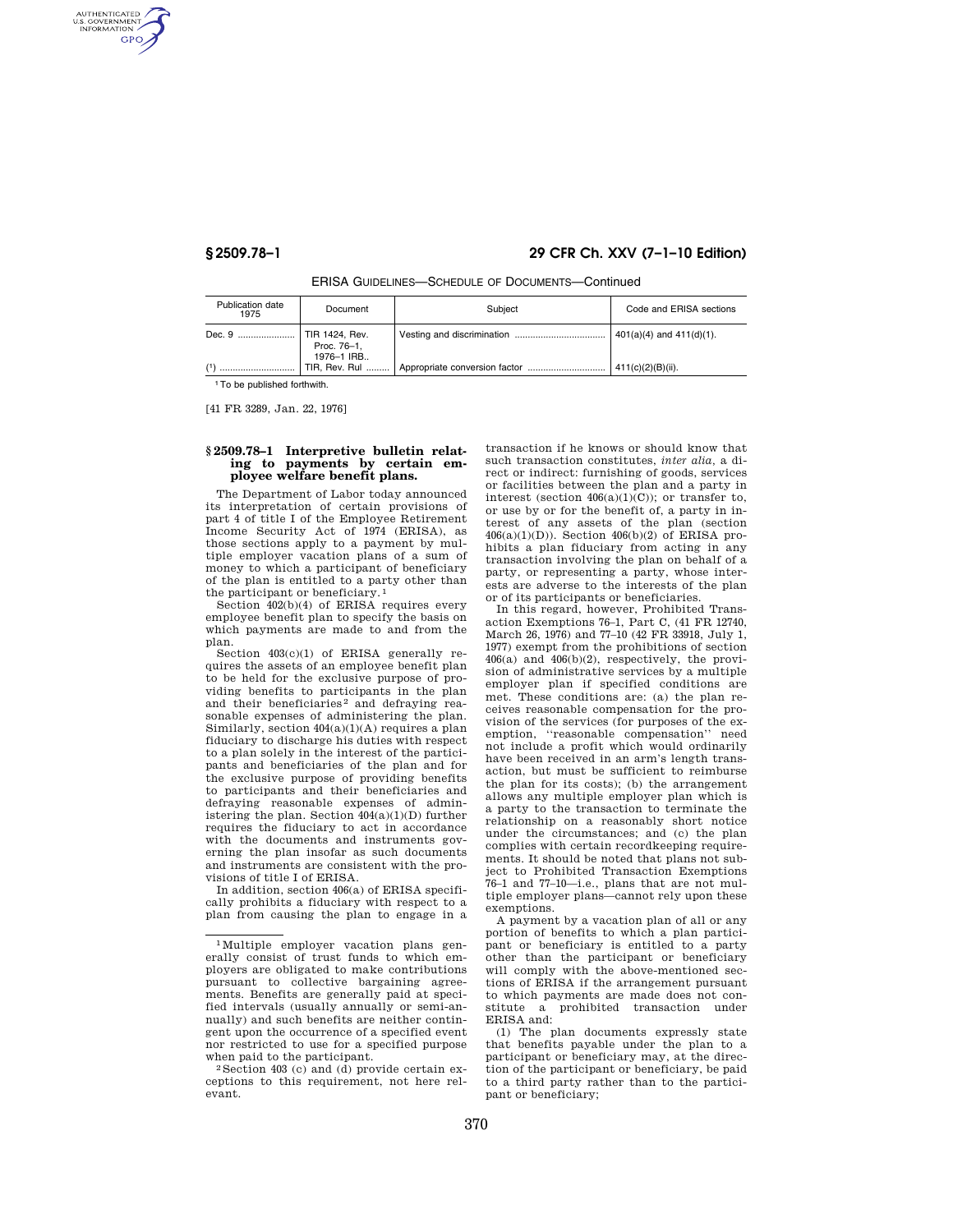ERISA GUIDELINES—SCHEDULE OF DOCUMENTS—Continued

| Publication date 1975 | Document | Subject | Code and ERISA sections |
|---|---|---|---|
| Dec. 9 | TIR 1424, Rev. Proc. 76–1, 1976–1 IRB.. | Vesting and discrimination | 401(a)(4) and 411(d)(1). |
| [1] | TIR, Rev. Rul | Appropriate conversion factor | 411(c)(2)(B)(ii). |

[1] To be published forthwith.

[41 FR 3289, Jan. 22, 1976]

### § 2509.78–1 Interpretive bulletin relating to payments by certain employee welfare benefit plans.

The Department of Labor today announced its interpretation of certain provisions of part 4 of title I of the Employee Retirement Income Security Act of 1974 (ERISA), as those sections apply to a payment by multiple employer vacation plans of a sum of money to which a participant of beneficiary of the plan is entitled to a party other than the participant or beneficiary.[1]

Section 402(b)(4) of ERISA requires every employee benefit plan to specify the basis on which payments are made to and from the plan.

Section 403(c)(1) of ERISA generally requires the assets of an employee benefit plan to be held for the exclusive purpose of providing benefits to participants in the plan and their beneficiaries[2] and defraying reasonable expenses of administering the plan. Similarly, section 404(a)(1)(A) requires a plan fiduciary to discharge his duties with respect to a plan solely in the interest of the participants and beneficiaries of the plan and for the exclusive purpose of providing benefits to participants and their beneficiaries and defraying reasonable expenses of administering the plan. Section 404(a)(1)(D) further requires the fiduciary to act in accordance with the documents and instruments governing the plan insofar as such documents and instruments are consistent with the provisions of title I of ERISA.

In addition, section 406(a) of ERISA specifically prohibits a fiduciary with respect to a plan from causing the plan to engage in a transaction if he knows or should know that such transaction constitutes, *inter alia*, a direct or indirect: furnishing of goods, services or facilities between the plan and a party in interest (section 406(a)(1)(C)); or transfer to, or use by or for the benefit of, a party in interest of any assets of the plan (section 406(a)(1)(D)). Section 406(b)(2) of ERISA prohibits a plan fiduciary from acting in any transaction involving the plan on behalf of a party, or representing a party, whose interests are adverse to the interests of the plan or of its participants or beneficiaries.

In this regard, however, Prohibited Transaction Exemptions 76–1, Part C, (41 FR 12740, March 26, 1976) and 77–10 (42 FR 33918, July 1, 1977) exempt from the prohibitions of section 406(a) and 406(b)(2), respectively, the provision of administrative services by a multiple employer plan if specified conditions are met. These conditions are: (a) the plan receives reasonable compensation for the provision of the services (for purposes of the exemption, "reasonable compensation" need not include a profit which would ordinarily have been received in an arm's length transaction, but must be sufficient to reimburse the plan for its costs); (b) the arrangement allows any multiple employer plan which is a party to the transaction to terminate the relationship on a reasonably short notice under the circumstances; and (c) the plan complies with certain recordkeeping requirements. It should be noted that plans not subject to Prohibited Transaction Exemptions 76–1 and 77–10—i.e., plans that are not multiple employer plans—cannot rely upon these exemptions.

A payment by a vacation plan of all or any portion of benefits to which a plan participant or beneficiary is entitled to a party other than the participant or beneficiary will comply with the above-mentioned sections of ERISA if the arrangement pursuant to which payments are made does not constitute a prohibited transaction under ERISA and:

(1) The plan documents expressly state that benefits payable under the plan to a participant or beneficiary may, at the direction of the participant or beneficiary, be paid to a third party rather than to the participant or beneficiary;

[1] Multiple employer vacation plans generally consist of trust funds to which employers are obligated to make contributions pursuant to collective bargaining agreements. Benefits are generally paid at specified intervals (usually annually or semi-annually) and such benefits are neither contingent upon the occurrence of a specified event nor restricted to use for a specified purpose when paid to the participant.

[2] Section 403 (c) and (d) provide certain exceptions to this requirement, not here relevant.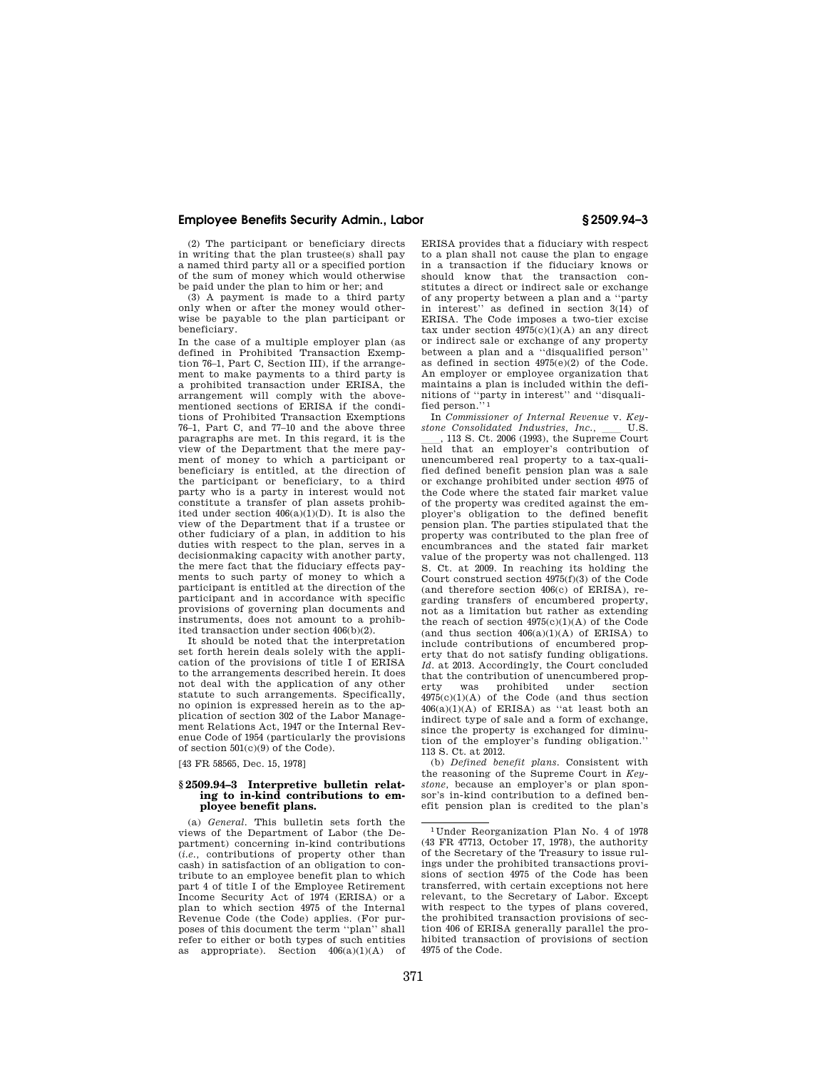(2) The participant or beneficiary directs in writing that the plan trustee(s) shall pay a named third party all or a specified portion of the sum of money which would otherwise be paid under the plan to him or her; and

(3) A payment is made to a third party only when or after the money would otherwise be payable to the plan participant or beneficiary.

In the case of a multiple employer plan (as defined in Prohibited Transaction Exemption 76–1, Part C, Section III), if the arrangement to make payments to a third party is a prohibited transaction under ERISA, the arrangement will comply with the above-mentioned sections of ERISA if the conditions of Prohibited Transaction Exemptions 76–1, Part C, and 77–10 and the above three paragraphs are met. In this regard, it is the view of the Department that the mere payment of money to which a participant or beneficiary is entitled, at the direction of the participant or beneficiary, to a third party who is a party in interest would not constitute a transfer of plan assets prohibited under section 406(a)(1)(D). It is also the view of the Department that if a trustee or other fiduciary of a plan, in addition to his duties with respect to the plan, serves in a decisionmaking capacity with another party, the mere fact that the fiduciary effects payments to such party of money to which a participant is entitled at the direction of the participant and in accordance with specific provisions of governing plan documents and instruments, does not amount to a prohibited transaction under section 406(b)(2).

It should be noted that the interpretation set forth herein deals solely with the application of the provisions of title I of ERISA to the arrangements described herein. It does not deal with the application of any other statute to such arrangements. Specifically, no opinion is expressed herein as to the application of section 302 of the Labor Management Relations Act, 1947 or the Internal Revenue Code of 1954 (particularly the provisions of section 501(c)(9) of the Code).

[43 FR 58565, Dec. 15, 1978]

### § 2509.94–3 Interpretive bulletin relating to in-kind contributions to employee benefit plans.

(a) *General.* This bulletin sets forth the views of the Department of Labor (the Department) concerning in-kind contributions (*i.e.,* contributions of property other than cash) in satisfaction of an obligation to contribute to an employee benefit plan to which part 4 of title I of the Employee Retirement Income Security Act of 1974 (ERISA) or a plan to which section 4975 of the Internal Revenue Code (the Code) applies. (For purposes of this document the term "plan" shall refer to either or both types of such entities as appropriate). Section 406(a)(1)(A) of ERISA provides that a fiduciary with respect to a plan shall not cause the plan to engage in a transaction if the fiduciary knows or should know that the transaction constitutes a direct or indirect sale or exchange of any property between a plan and a "party in interest" as defined in section 3(14) of ERISA. The Code imposes a two-tier excise tax under section 4975(c)(1)(A) an any direct or indirect sale or exchange of any property between a plan and a "disqualified person" as defined in section 4975(e)(2) of the Code. An employer or employee organization that maintains a plan is included within the definitions of "party in interest" and "disqualified person."[1]

In *Commissioner of Internal Revenue* v. *Keystone Consolidated Industries, Inc.,* \_\_\_\_ U.S. \_\_\_\_, 113 S. Ct. 2006 (1993), the Supreme Court held that an employer's contribution of unencumbered real property to a tax-qualified defined benefit pension plan was a sale or exchange prohibited under section 4975 of the Code where the stated fair market value of the property was credited against the employer's obligation to the defined benefit pension plan. The parties stipulated that the property was contributed to the plan free of encumbrances and the stated fair market value of the property was not challenged. 113 S. Ct. at 2009. In reaching its holding the Court construed section 4975(f)(3) of the Code (and therefore section 406(c) of ERISA), regarding transfers of encumbered property, not as a limitation but rather as extending the reach of section 4975(c)(1)(A) of the Code (and thus section 406(a)(1)(A) of ERISA) to include contributions of encumbered property that do not satisfy funding obligations. *Id.* at 2013. Accordingly, the Court concluded that the contribution of unencumbered property was prohibited under section 4975(c)(1)(A) of the Code (and thus section 406(a)(1)(A) of ERISA) as "at least both an indirect type of sale and a form of exchange, since the property is exchanged for diminution of the employer's funding obligation." 113 S. Ct. at 2012.

(b) *Defined benefit plans.* Consistent with the reasoning of the Supreme Court in *Keystone,* because an employer's or plan sponsor's in-kind contribution to a defined benefit pension plan is credited to the plan's

---

[1] Under Reorganization Plan No. 4 of 1978 (43 FR 47713, October 17, 1978), the authority of the Secretary of the Treasury to issue rulings under the prohibited transactions provisions of section 4975 of the Code has been transferred, with certain exceptions not here relevant, to the Secretary of Labor. Except with respect to the types of plans covered, the prohibited transaction provisions of section 406 of ERISA generally parallel the prohibited transaction of provisions of section 4975 of the Code.